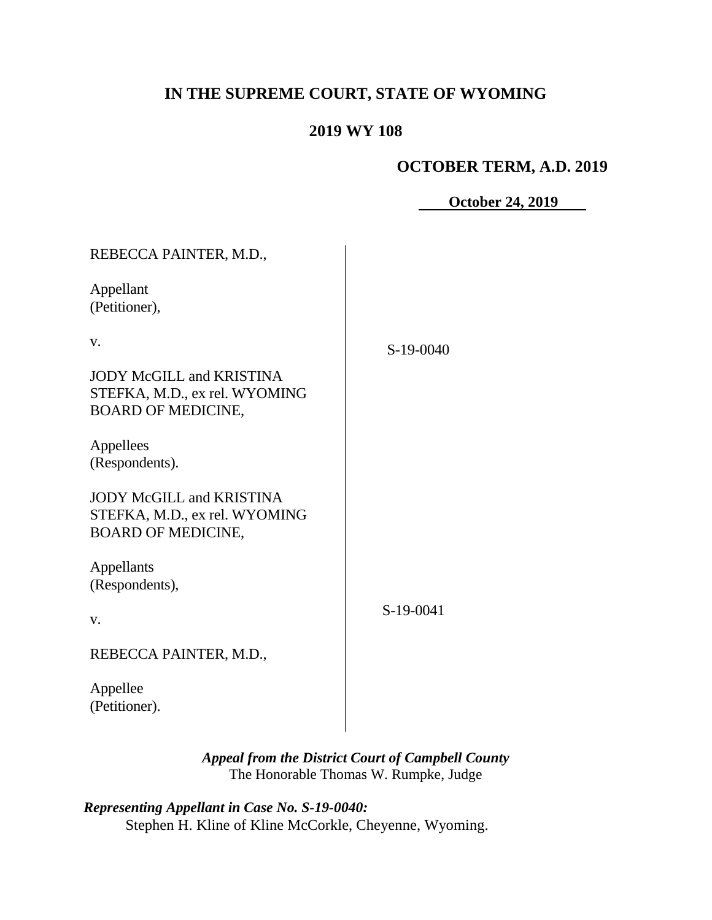# IN THE SUPREME COURT, STATE OF WYOMING

## 2019 WY 108

**OCTOBER TERM, A.D. 2019**

**October 24, 2019**

| | |
|---|---|
| REBECCA PAINTER, M.D.,<br><br>Appellant<br>(Petitioner),<br><br>v.<br><br>JODY McGILL and KRISTINA STEFKA, M.D., ex rel. WYOMING BOARD OF MEDICINE,<br><br>Appellees<br>(Respondents). | S-19-0040 |
| JODY McGILL and KRISTINA STEFKA, M.D., ex rel. WYOMING BOARD OF MEDICINE,<br><br>Appellants<br>(Respondents),<br><br>v.<br><br>REBECCA PAINTER, M.D.,<br><br>Appellee<br>(Petitioner). | S-19-0041 |

***Appeal from the District Court of Campbell County***
The Honorable Thomas W. Rumpke, Judge

***Representing Appellant in Case No. S-19-0040:***
Stephen H. Kline of Kline McCorkle, Cheyenne, Wyoming.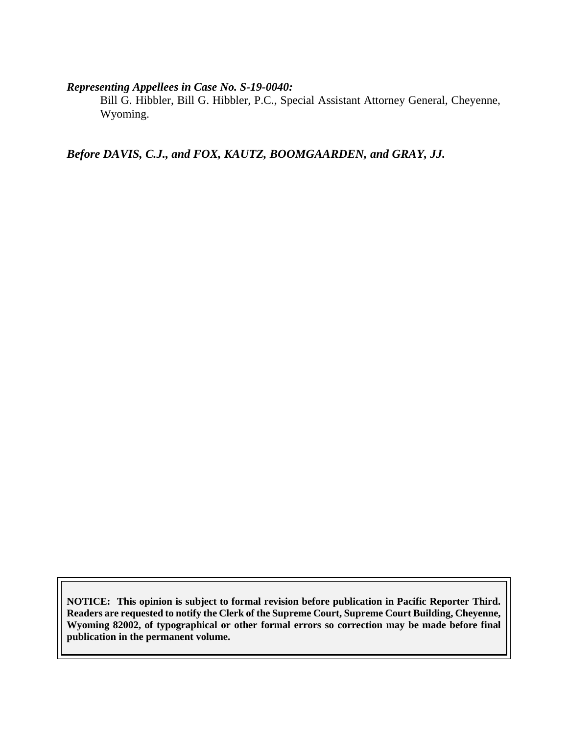***Representing Appellees in Case No. S-19-0040:***

Bill G. Hibbler, Bill G. Hibbler, P.C., Special Assistant Attorney General, Cheyenne, Wyoming.

***Before DAVIS, C.J., and FOX, KAUTZ, BOOMGAARDEN, and GRAY, JJ.***

**NOTICE: This opinion is subject to formal revision before publication in Pacific Reporter Third. Readers are requested to notify the Clerk of the Supreme Court, Supreme Court Building, Cheyenne, Wyoming 82002, of typographical or other formal errors so correction may be made before final publication in the permanent volume.**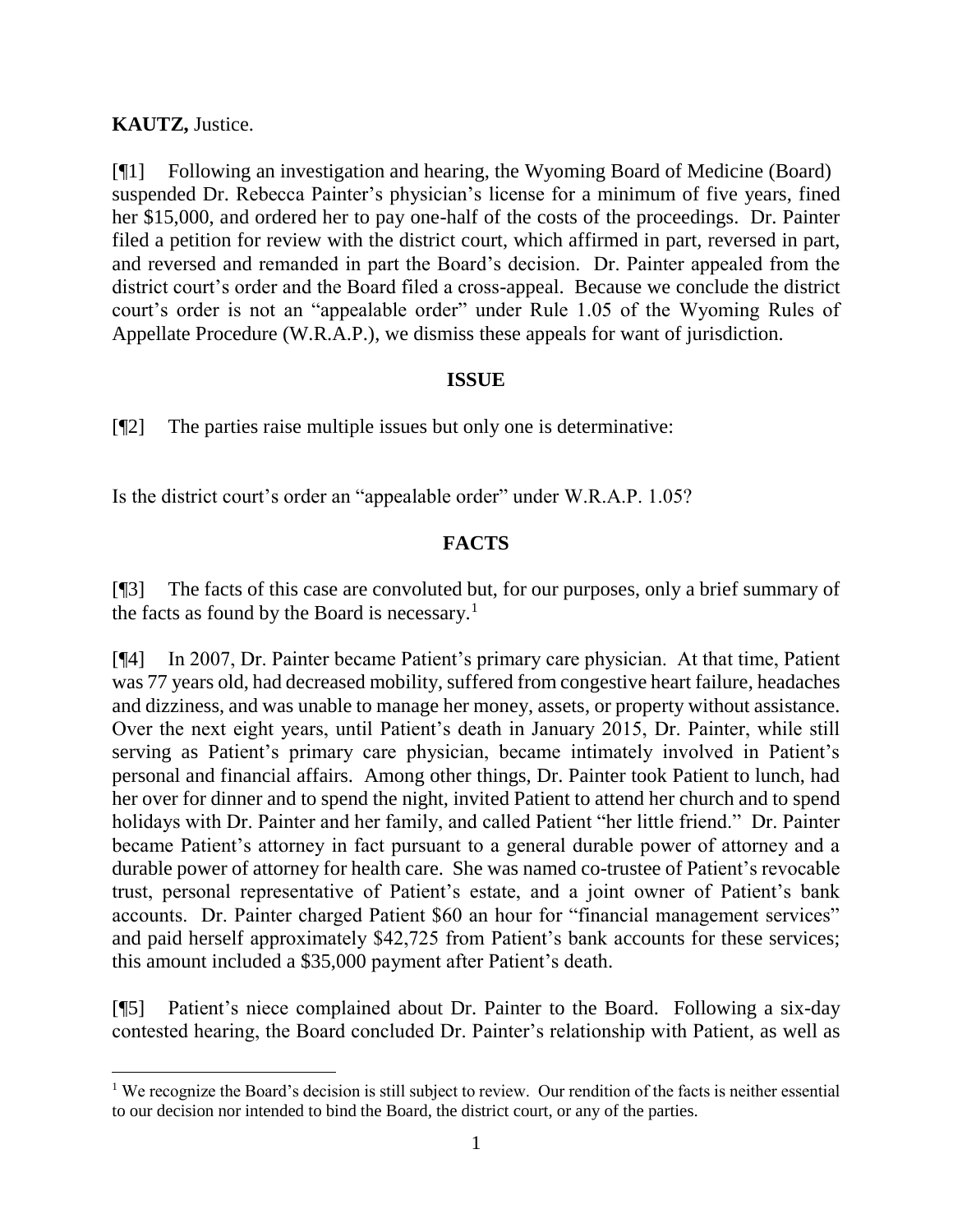**KAUTZ,** Justice.

[¶1] Following an investigation and hearing, the Wyoming Board of Medicine (Board) suspended Dr. Rebecca Painter's physician's license for a minimum of five years, fined her $15,000, and ordered her to pay one-half of the costs of the proceedings. Dr. Painter filed a petition for review with the district court, which affirmed in part, reversed in part, and reversed and remanded in part the Board's decision. Dr. Painter appealed from the district court's order and the Board filed a cross-appeal. Because we conclude the district court's order is not an "appealable order" under Rule 1.05 of the Wyoming Rules of Appellate Procedure (W.R.A.P.), we dismiss these appeals for want of jurisdiction.

## ISSUE

[¶2] The parties raise multiple issues but only one is determinative:

Is the district court's order an "appealable order" under W.R.A.P. 1.05?

## FACTS

[¶3] The facts of this case are convoluted but, for our purposes, only a brief summary of the facts as found by the Board is necessary.[1]

[¶4] In 2007, Dr. Painter became Patient's primary care physician. At that time, Patient was 77 years old, had decreased mobility, suffered from congestive heart failure, headaches and dizziness, and was unable to manage her money, assets, or property without assistance. Over the next eight years, until Patient's death in January 2015, Dr. Painter, while still serving as Patient's primary care physician, became intimately involved in Patient's personal and financial affairs. Among other things, Dr. Painter took Patient to lunch, had her over for dinner and to spend the night, invited Patient to attend her church and to spend holidays with Dr. Painter and her family, and called Patient "her little friend." Dr. Painter became Patient's attorney in fact pursuant to a general durable power of attorney and a durable power of attorney for health care. She was named co-trustee of Patient's revocable trust, personal representative of Patient's estate, and a joint owner of Patient's bank accounts. Dr. Painter charged Patient $60 an hour for "financial management services" and paid herself approximately $42,725 from Patient's bank accounts for these services; this amount included a $35,000 payment after Patient's death.

[¶5] Patient's niece complained about Dr. Painter to the Board. Following a six-day contested hearing, the Board concluded Dr. Painter's relationship with Patient, as well as

---

[1] We recognize the Board's decision is still subject to review. Our rendition of the facts is neither essential to our decision nor intended to bind the Board, the district court, or any of the parties.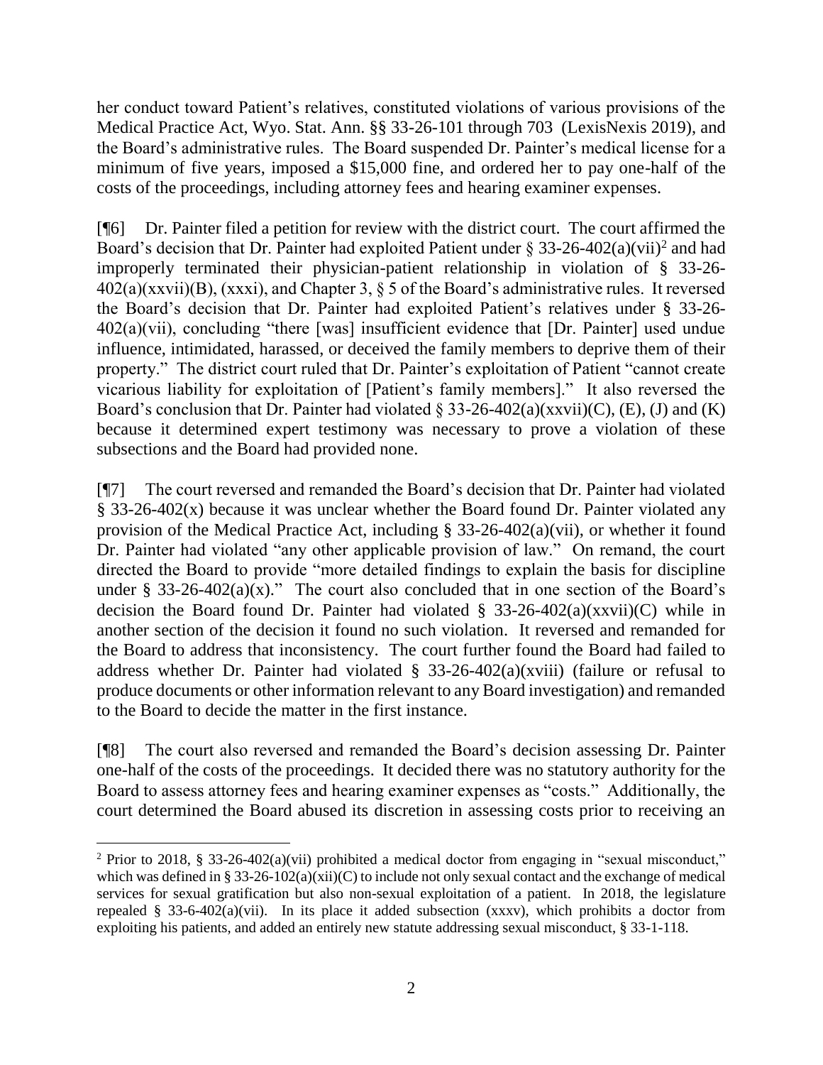her conduct toward Patient's relatives, constituted violations of various provisions of the Medical Practice Act, Wyo. Stat. Ann. §§ 33-26-101 through 703 (LexisNexis 2019), and the Board's administrative rules. The Board suspended Dr. Painter's medical license for a minimum of five years, imposed a $15,000 fine, and ordered her to pay one-half of the costs of the proceedings, including attorney fees and hearing examiner expenses.

[¶6] Dr. Painter filed a petition for review with the district court. The court affirmed the Board's decision that Dr. Painter had exploited Patient under § 33-26-402(a)(vii)[2] and had improperly terminated their physician-patient relationship in violation of § 33-26-402(a)(xxvii)(B), (xxxi), and Chapter 3, § 5 of the Board's administrative rules. It reversed the Board's decision that Dr. Painter had exploited Patient's relatives under § 33-26-402(a)(vii), concluding "there [was] insufficient evidence that [Dr. Painter] used undue influence, intimidated, harassed, or deceived the family members to deprive them of their property." The district court ruled that Dr. Painter's exploitation of Patient "cannot create vicarious liability for exploitation of [Patient's family members]." It also reversed the Board's conclusion that Dr. Painter had violated § 33-26-402(a)(xxvii)(C), (E), (J) and (K) because it determined expert testimony was necessary to prove a violation of these subsections and the Board had provided none.

[¶7] The court reversed and remanded the Board's decision that Dr. Painter had violated § 33-26-402(x) because it was unclear whether the Board found Dr. Painter violated any provision of the Medical Practice Act, including § 33-26-402(a)(vii), or whether it found Dr. Painter had violated "any other applicable provision of law." On remand, the court directed the Board to provide "more detailed findings to explain the basis for discipline under § 33-26-402(a)(x)." The court also concluded that in one section of the Board's decision the Board found Dr. Painter had violated § 33-26-402(a)(xxvii)(C) while in another section of the decision it found no such violation. It reversed and remanded for the Board to address that inconsistency. The court further found the Board had failed to address whether Dr. Painter had violated § 33-26-402(a)(xviii) (failure or refusal to produce documents or other information relevant to any Board investigation) and remanded to the Board to decide the matter in the first instance.

[¶8] The court also reversed and remanded the Board's decision assessing Dr. Painter one-half of the costs of the proceedings. It decided there was no statutory authority for the Board to assess attorney fees and hearing examiner expenses as "costs." Additionally, the court determined the Board abused its discretion in assessing costs prior to receiving an

---

[2] Prior to 2018, § 33-26-402(a)(vii) prohibited a medical doctor from engaging in "sexual misconduct," which was defined in § 33-26-102(a)(xii)(C) to include not only sexual contact and the exchange of medical services for sexual gratification but also non-sexual exploitation of a patient. In 2018, the legislature repealed § 33-6-402(a)(vii). In its place it added subsection (xxxv), which prohibits a doctor from exploiting his patients, and added an entirely new statute addressing sexual misconduct, § 33-1-118.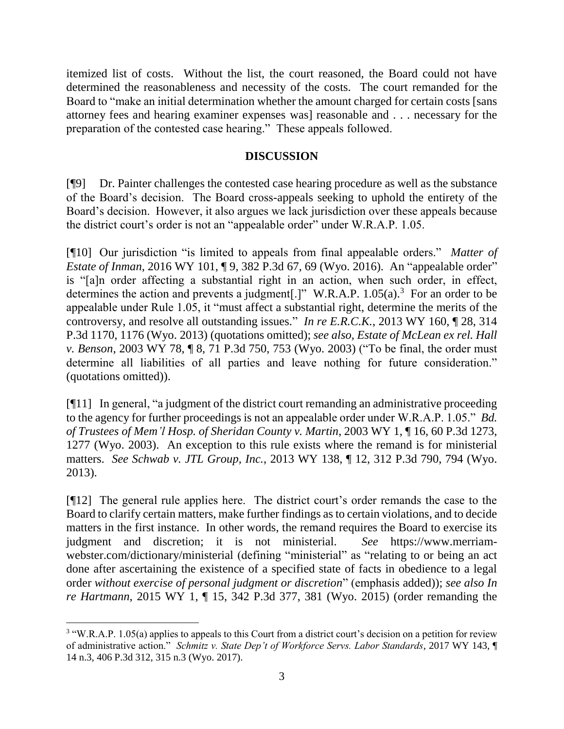itemized list of costs. Without the list, the court reasoned, the Board could not have determined the reasonableness and necessity of the costs. The court remanded for the Board to "make an initial determination whether the amount charged for certain costs [sans attorney fees and hearing examiner expenses was] reasonable and . . . necessary for the preparation of the contested case hearing." These appeals followed.

## DISCUSSION

[¶9] Dr. Painter challenges the contested case hearing procedure as well as the substance of the Board's decision. The Board cross-appeals seeking to uphold the entirety of the Board's decision. However, it also argues we lack jurisdiction over these appeals because the district court's order is not an "appealable order" under W.R.A.P. 1.05.

[¶10] Our jurisdiction "is limited to appeals from final appealable orders." *Matter of Estate of Inman*, 2016 WY 101, ¶ 9, 382 P.3d 67, 69 (Wyo. 2016). An "appealable order" is "[a]n order affecting a substantial right in an action, when such order, in effect, determines the action and prevents a judgment[.]" W.R.A.P. 1.05(a).[3] For an order to be appealable under Rule 1.05, it "must affect a substantial right, determine the merits of the controversy, and resolve all outstanding issues." *In re E.R.C.K.*, 2013 WY 160, ¶ 28, 314 P.3d 1170, 1176 (Wyo. 2013) (quotations omitted); *see also, Estate of McLean ex rel. Hall v. Benson*, 2003 WY 78, ¶ 8, 71 P.3d 750, 753 (Wyo. 2003) ("To be final, the order must determine all liabilities of all parties and leave nothing for future consideration." (quotations omitted)).

[¶11] In general, "a judgment of the district court remanding an administrative proceeding to the agency for further proceedings is not an appealable order under W.R.A.P. 1.05." *Bd. of Trustees of Mem'l Hosp. of Sheridan County v. Martin*, 2003 WY 1, ¶ 16, 60 P.3d 1273, 1277 (Wyo. 2003). An exception to this rule exists where the remand is for ministerial matters. *See Schwab v. JTL Group, Inc.*, 2013 WY 138, ¶ 12, 312 P.3d 790, 794 (Wyo. 2013).

[¶12] The general rule applies here. The district court's order remands the case to the Board to clarify certain matters, make further findings as to certain violations, and to decide matters in the first instance. In other words, the remand requires the Board to exercise its judgment and discretion; it is not ministerial. *See* https://www.merriam-webster.com/dictionary/ministerial (defining "ministerial" as "relating to or being an act done after ascertaining the existence of a specified state of facts in obedience to a legal order *without exercise of personal judgment or discretion*" (emphasis added)); *see also In re Hartmann*, 2015 WY 1, ¶ 15, 342 P.3d 377, 381 (Wyo. 2015) (order remanding the

---

[3] "W.R.A.P. 1.05(a) applies to appeals to this Court from a district court's decision on a petition for review of administrative action." *Schmitz v. State Dep't of Workforce Servs. Labor Standards*, 2017 WY 143, ¶ 14 n.3, 406 P.3d 312, 315 n.3 (Wyo. 2017).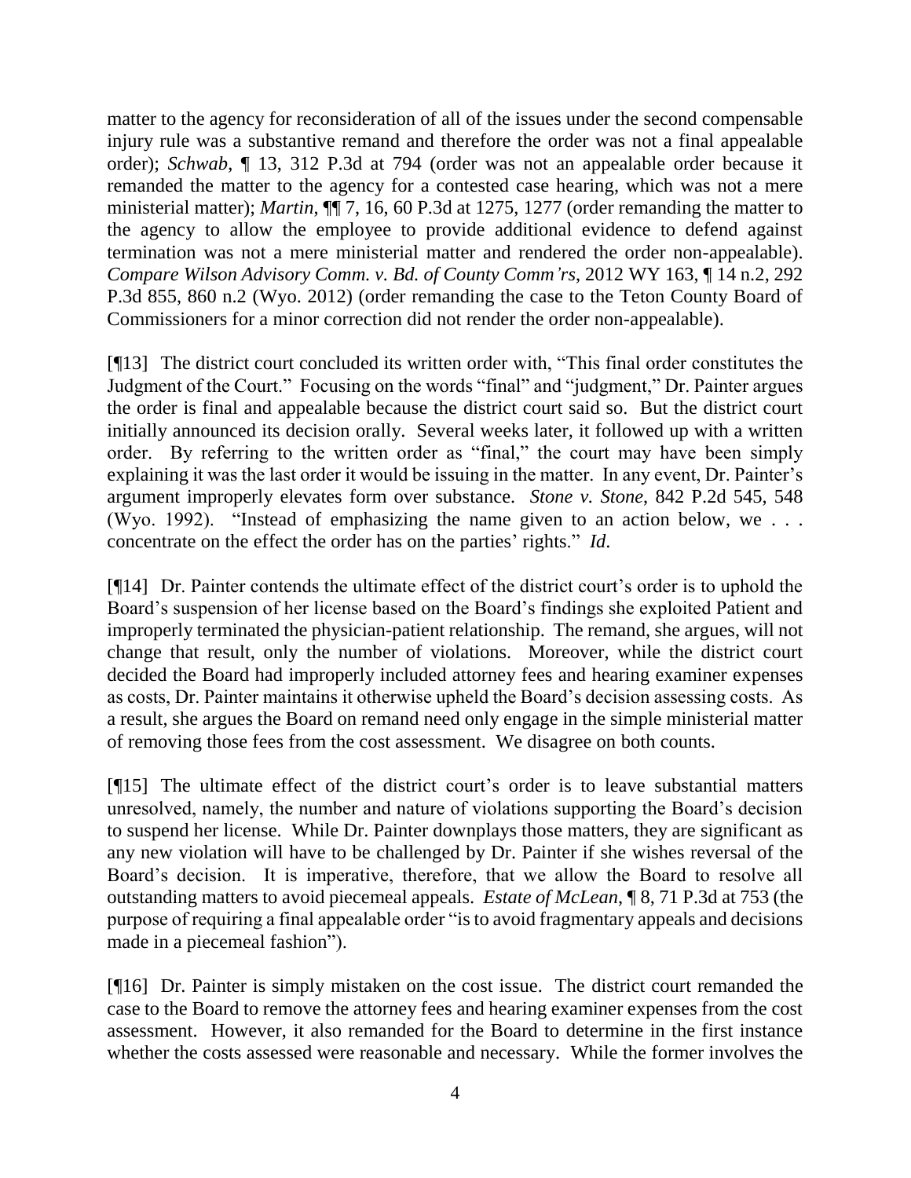matter to the agency for reconsideration of all of the issues under the second compensable injury rule was a substantive remand and therefore the order was not a final appealable order); *Schwab*, ¶ 13, 312 P.3d at 794 (order was not an appealable order because it remanded the matter to the agency for a contested case hearing, which was not a mere ministerial matter); *Martin*, ¶¶ 7, 16, 60 P.3d at 1275, 1277 (order remanding the matter to the agency to allow the employee to provide additional evidence to defend against termination was not a mere ministerial matter and rendered the order non-appealable). *Compare Wilson Advisory Comm. v. Bd. of County Comm'rs*, 2012 WY 163, ¶ 14 n.2, 292 P.3d 855, 860 n.2 (Wyo. 2012) (order remanding the case to the Teton County Board of Commissioners for a minor correction did not render the order non-appealable).

[¶13] The district court concluded its written order with, "This final order constitutes the Judgment of the Court." Focusing on the words "final" and "judgment," Dr. Painter argues the order is final and appealable because the district court said so. But the district court initially announced its decision orally. Several weeks later, it followed up with a written order. By referring to the written order as "final," the court may have been simply explaining it was the last order it would be issuing in the matter. In any event, Dr. Painter's argument improperly elevates form over substance. *Stone v. Stone*, 842 P.2d 545, 548 (Wyo. 1992). "Instead of emphasizing the name given to an action below, we . . . concentrate on the effect the order has on the parties' rights." *Id.*

[¶14] Dr. Painter contends the ultimate effect of the district court's order is to uphold the Board's suspension of her license based on the Board's findings she exploited Patient and improperly terminated the physician-patient relationship. The remand, she argues, will not change that result, only the number of violations. Moreover, while the district court decided the Board had improperly included attorney fees and hearing examiner expenses as costs, Dr. Painter maintains it otherwise upheld the Board's decision assessing costs. As a result, she argues the Board on remand need only engage in the simple ministerial matter of removing those fees from the cost assessment. We disagree on both counts.

[¶15] The ultimate effect of the district court's order is to leave substantial matters unresolved, namely, the number and nature of violations supporting the Board's decision to suspend her license. While Dr. Painter downplays those matters, they are significant as any new violation will have to be challenged by Dr. Painter if she wishes reversal of the Board's decision. It is imperative, therefore, that we allow the Board to resolve all outstanding matters to avoid piecemeal appeals. *Estate of McLean*, ¶ 8, 71 P.3d at 753 (the purpose of requiring a final appealable order "is to avoid fragmentary appeals and decisions made in a piecemeal fashion").

[¶16] Dr. Painter is simply mistaken on the cost issue. The district court remanded the case to the Board to remove the attorney fees and hearing examiner expenses from the cost assessment. However, it also remanded for the Board to determine in the first instance whether the costs assessed were reasonable and necessary. While the former involves the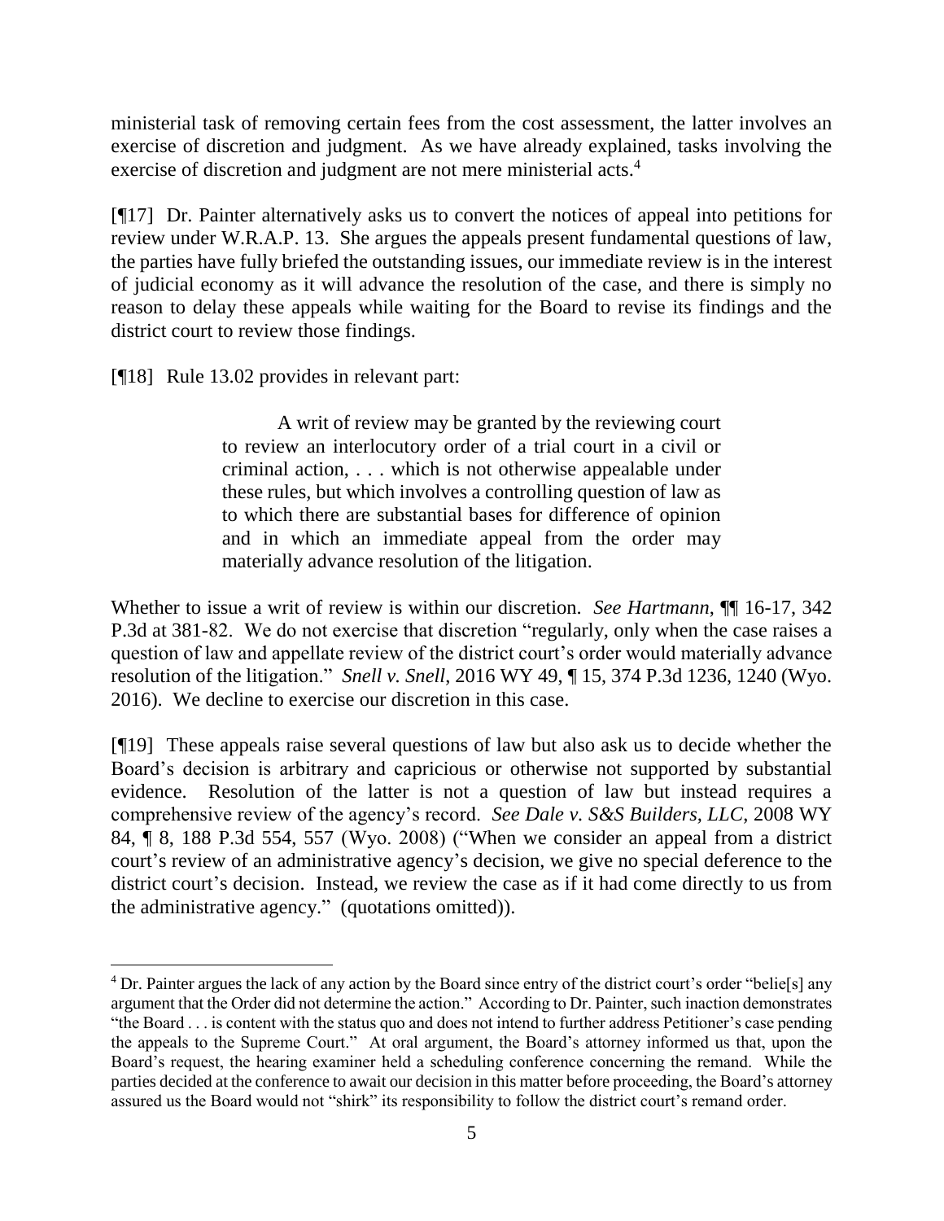ministerial task of removing certain fees from the cost assessment, the latter involves an exercise of discretion and judgment. As we have already explained, tasks involving the exercise of discretion and judgment are not mere ministerial acts.[4]

[¶17] Dr. Painter alternatively asks us to convert the notices of appeal into petitions for review under W.R.A.P. 13. She argues the appeals present fundamental questions of law, the parties have fully briefed the outstanding issues, our immediate review is in the interest of judicial economy as it will advance the resolution of the case, and there is simply no reason to delay these appeals while waiting for the Board to revise its findings and the district court to review those findings.

[¶18] Rule 13.02 provides in relevant part:

> A writ of review may be granted by the reviewing court to review an interlocutory order of a trial court in a civil or criminal action, . . . which is not otherwise appealable under these rules, but which involves a controlling question of law as to which there are substantial bases for difference of opinion and in which an immediate appeal from the order may materially advance resolution of the litigation.

Whether to issue a writ of review is within our discretion. *See Hartmann*, ¶¶ 16-17, 342 P.3d at 381-82. We do not exercise that discretion "regularly, only when the case raises a question of law and appellate review of the district court's order would materially advance resolution of the litigation." *Snell v. Snell*, 2016 WY 49, ¶ 15, 374 P.3d 1236, 1240 (Wyo. 2016). We decline to exercise our discretion in this case.

[¶19] These appeals raise several questions of law but also ask us to decide whether the Board's decision is arbitrary and capricious or otherwise not supported by substantial evidence. Resolution of the latter is not a question of law but instead requires a comprehensive review of the agency's record. *See Dale v. S&S Builders, LLC*, 2008 WY 84, ¶ 8, 188 P.3d 554, 557 (Wyo. 2008) ("When we consider an appeal from a district court's review of an administrative agency's decision, we give no special deference to the district court's decision. Instead, we review the case as if it had come directly to us from the administrative agency." (quotations omitted)).

---

[4] Dr. Painter argues the lack of any action by the Board since entry of the district court's order "belie[s] any argument that the Order did not determine the action." According to Dr. Painter, such inaction demonstrates "the Board . . . is content with the status quo and does not intend to further address Petitioner's case pending the appeals to the Supreme Court." At oral argument, the Board's attorney informed us that, upon the Board's request, the hearing examiner held a scheduling conference concerning the remand. While the parties decided at the conference to await our decision in this matter before proceeding, the Board's attorney assured us the Board would not "shirk" its responsibility to follow the district court's remand order.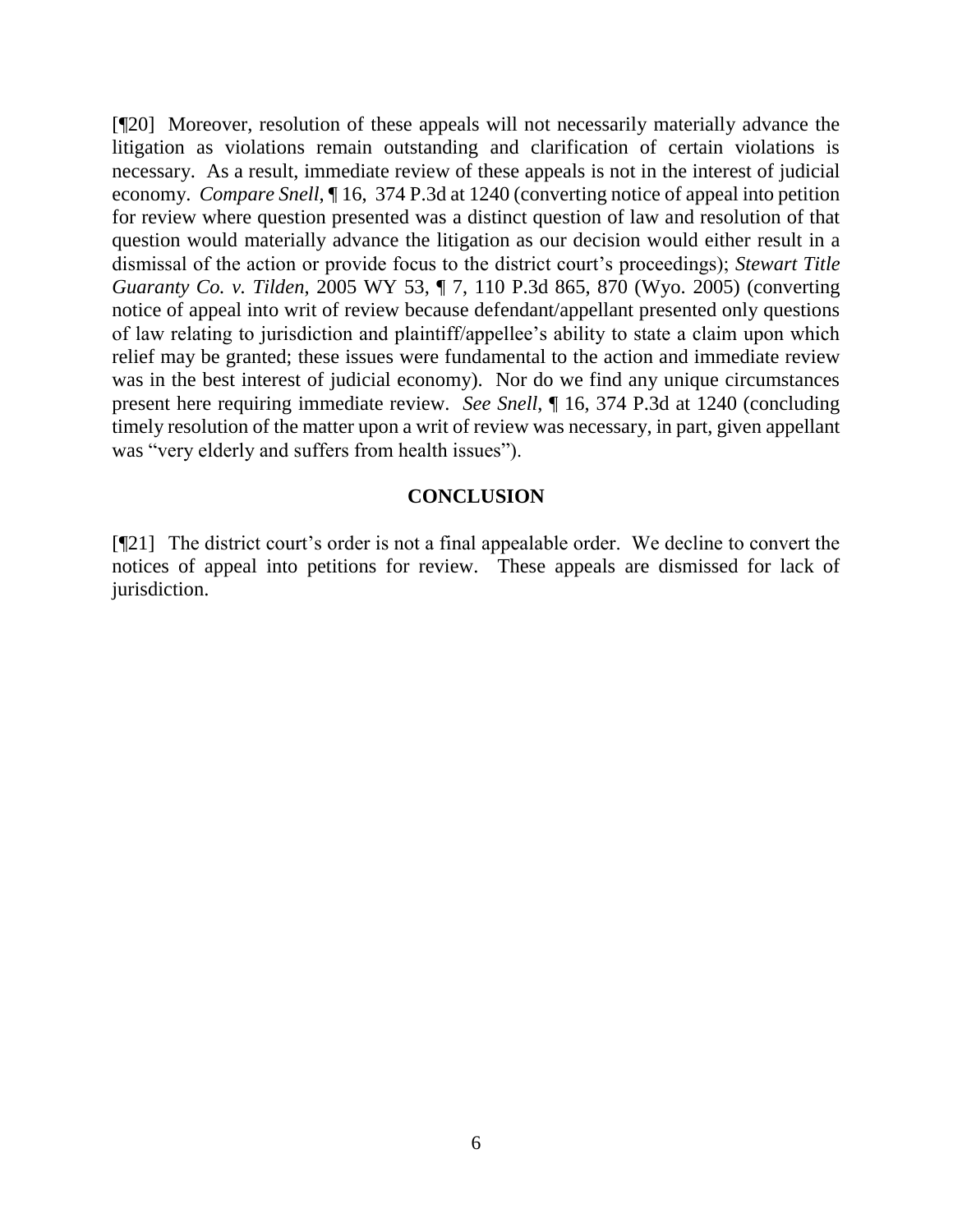[¶20] Moreover, resolution of these appeals will not necessarily materially advance the litigation as violations remain outstanding and clarification of certain violations is necessary. As a result, immediate review of these appeals is not in the interest of judicial economy. *Compare Snell*, ¶ 16, 374 P.3d at 1240 (converting notice of appeal into petition for review where question presented was a distinct question of law and resolution of that question would materially advance the litigation as our decision would either result in a dismissal of the action or provide focus to the district court's proceedings); *Stewart Title Guaranty Co. v. Tilden*, 2005 WY 53, ¶ 7, 110 P.3d 865, 870 (Wyo. 2005) (converting notice of appeal into writ of review because defendant/appellant presented only questions of law relating to jurisdiction and plaintiff/appellee's ability to state a claim upon which relief may be granted; these issues were fundamental to the action and immediate review was in the best interest of judicial economy). Nor do we find any unique circumstances present here requiring immediate review. *See Snell*, ¶ 16, 374 P.3d at 1240 (concluding timely resolution of the matter upon a writ of review was necessary, in part, given appellant was "very elderly and suffers from health issues").

## CONCLUSION

[¶21] The district court's order is not a final appealable order. We decline to convert the notices of appeal into petitions for review. These appeals are dismissed for lack of jurisdiction.